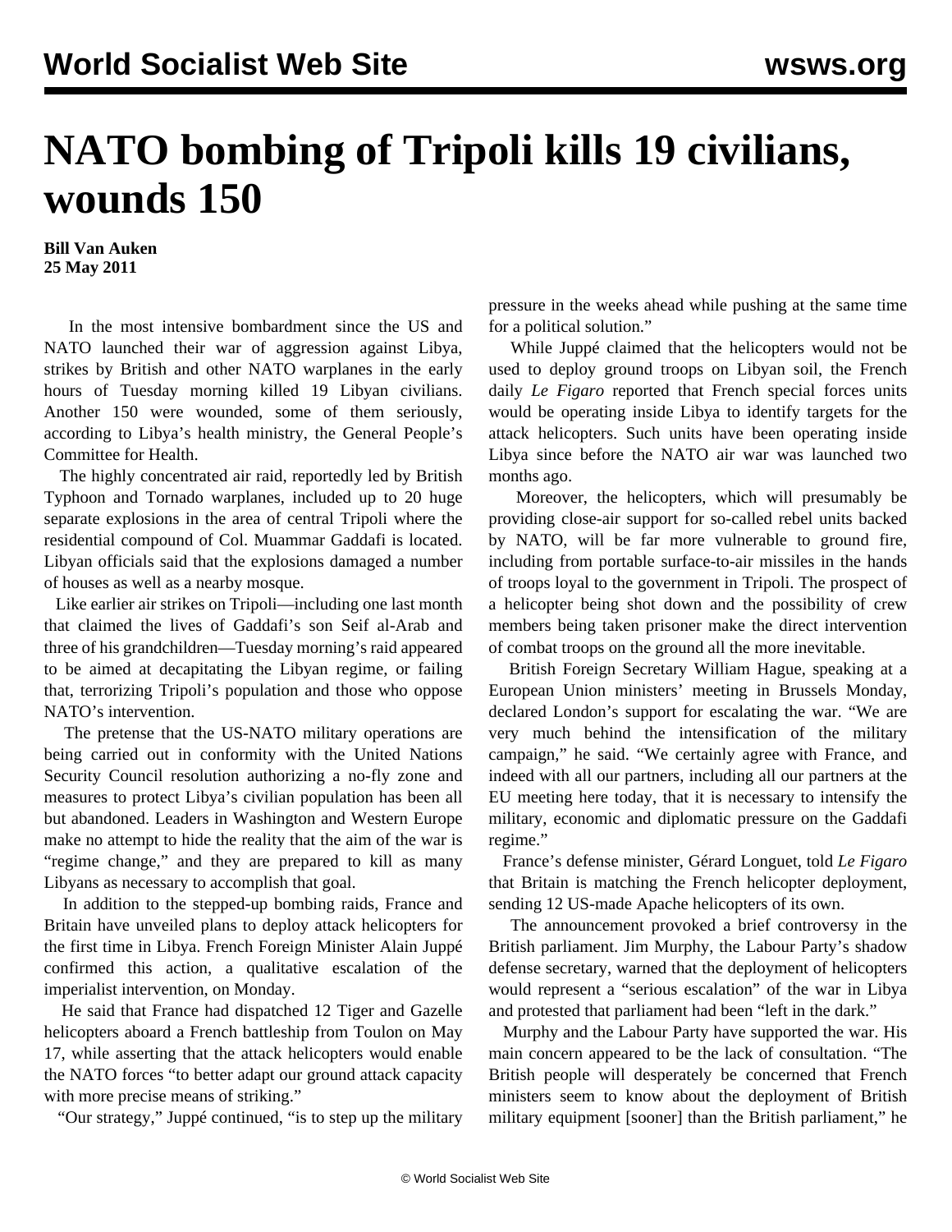# NATO bombing of Tripoli kills 19 civilians, wounds 150

**Bill Van Auken**
**25 May 2011**

In the most intensive bombardment since the US and NATO launched their war of aggression against Libya, strikes by British and other NATO warplanes in the early hours of Tuesday morning killed 19 Libyan civilians. Another 150 were wounded, some of them seriously, according to Libya's health ministry, the General People's Committee for Health.

The highly concentrated air raid, reportedly led by British Typhoon and Tornado warplanes, included up to 20 huge separate explosions in the area of central Tripoli where the residential compound of Col. Muammar Gaddafi is located. Libyan officials said that the explosions damaged a number of houses as well as a nearby mosque.

Like earlier air strikes on Tripoli—including one last month that claimed the lives of Gaddafi's son Seif al-Arab and three of his grandchildren—Tuesday morning's raid appeared to be aimed at decapitating the Libyan regime, or failing that, terrorizing Tripoli's population and those who oppose NATO's intervention.

The pretense that the US-NATO military operations are being carried out in conformity with the United Nations Security Council resolution authorizing a no-fly zone and measures to protect Libya's civilian population has been all but abandoned. Leaders in Washington and Western Europe make no attempt to hide the reality that the aim of the war is "regime change," and they are prepared to kill as many Libyans as necessary to accomplish that goal.

In addition to the stepped-up bombing raids, France and Britain have unveiled plans to deploy attack helicopters for the first time in Libya. French Foreign Minister Alain Juppé confirmed this action, a qualitative escalation of the imperialist intervention, on Monday.

He said that France had dispatched 12 Tiger and Gazelle helicopters aboard a French battleship from Toulon on May 17, while asserting that the attack helicopters would enable the NATO forces "to better adapt our ground attack capacity with more precise means of striking."

"Our strategy," Juppé continued, "is to step up the military pressure in the weeks ahead while pushing at the same time for a political solution."

While Juppé claimed that the helicopters would not be used to deploy ground troops on Libyan soil, the French daily *Le Figaro* reported that French special forces units would be operating inside Libya to identify targets for the attack helicopters. Such units have been operating inside Libya since before the NATO air war was launched two months ago.

Moreover, the helicopters, which will presumably be providing close-air support for so-called rebel units backed by NATO, will be far more vulnerable to ground fire, including from portable surface-to-air missiles in the hands of troops loyal to the government in Tripoli. The prospect of a helicopter being shot down and the possibility of crew members being taken prisoner make the direct intervention of combat troops on the ground all the more inevitable.

British Foreign Secretary William Hague, speaking at a European Union ministers' meeting in Brussels Monday, declared London's support for escalating the war. "We are very much behind the intensification of the military campaign," he said. "We certainly agree with France, and indeed with all our partners, including all our partners at the EU meeting here today, that it is necessary to intensify the military, economic and diplomatic pressure on the Gaddafi regime."

France's defense minister, Gérard Longuet, told *Le Figaro* that Britain is matching the French helicopter deployment, sending 12 US-made Apache helicopters of its own.

The announcement provoked a brief controversy in the British parliament. Jim Murphy, the Labour Party's shadow defense secretary, warned that the deployment of helicopters would represent a "serious escalation" of the war in Libya and protested that parliament had been "left in the dark."

Murphy and the Labour Party have supported the war. His main concern appeared to be the lack of consultation. "The British people will desperately be concerned that French ministers seem to know about the deployment of British military equipment [sooner] than the British parliament," he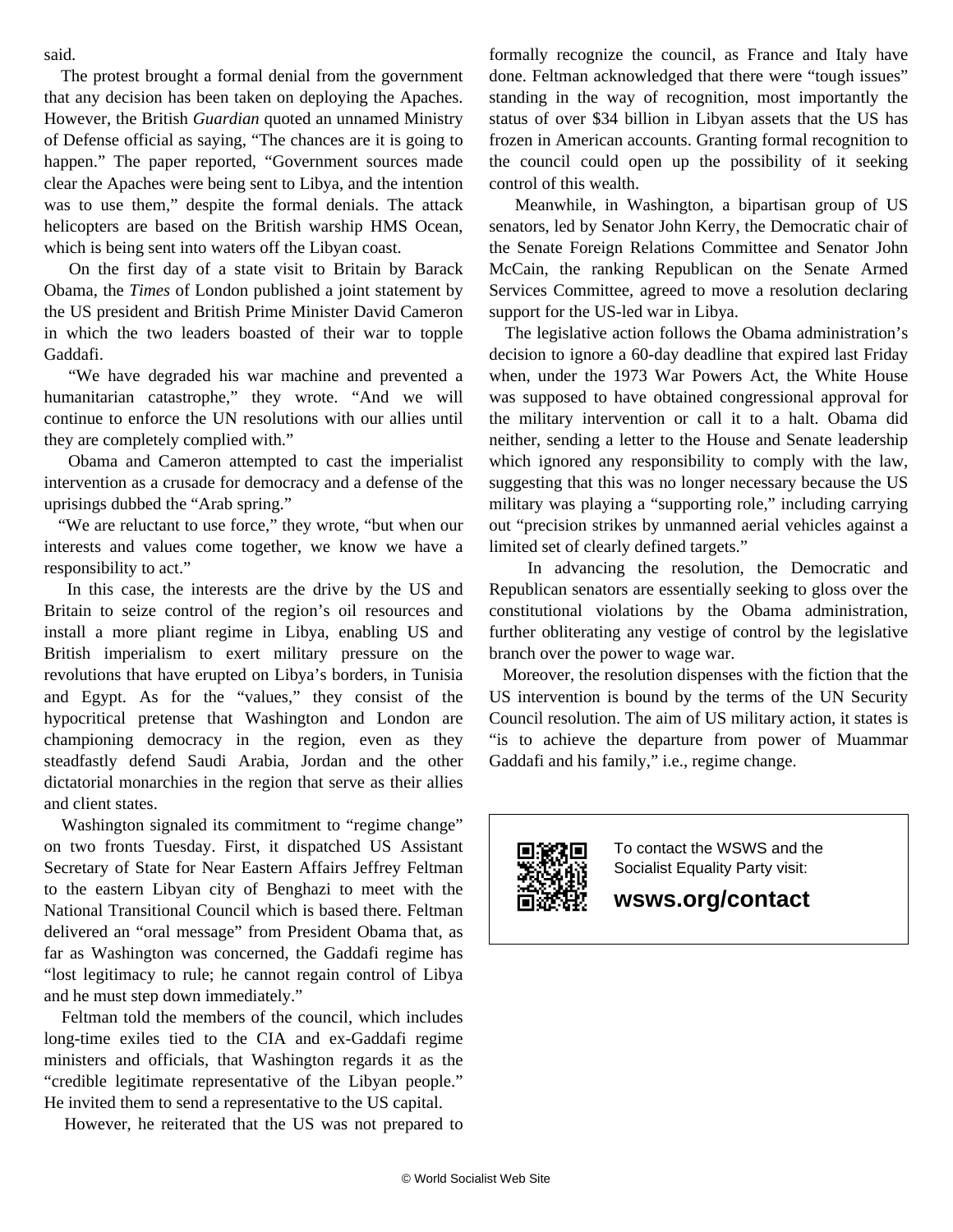said.

The protest brought a formal denial from the government that any decision has been taken on deploying the Apaches. However, the British *Guardian* quoted an unnamed Ministry of Defense official as saying, "The chances are it is going to happen." The paper reported, "Government sources made clear the Apaches were being sent to Libya, and the intention was to use them," despite the formal denials. The attack helicopters are based on the British warship HMS Ocean, which is being sent into waters off the Libyan coast.

On the first day of a state visit to Britain by Barack Obama, the *Times* of London published a joint statement by the US president and British Prime Minister David Cameron in which the two leaders boasted of their war to topple Gaddafi.

"We have degraded his war machine and prevented a humanitarian catastrophe," they wrote. "And we will continue to enforce the UN resolutions with our allies until they are completely complied with."

Obama and Cameron attempted to cast the imperialist intervention as a crusade for democracy and a defense of the uprisings dubbed the "Arab spring."

"We are reluctant to use force," they wrote, "but when our interests and values come together, we know we have a responsibility to act."

In this case, the interests are the drive by the US and Britain to seize control of the region's oil resources and install a more pliant regime in Libya, enabling US and British imperialism to exert military pressure on the revolutions that have erupted on Libya's borders, in Tunisia and Egypt. As for the "values," they consist of the hypocritical pretense that Washington and London are championing democracy in the region, even as they steadfastly defend Saudi Arabia, Jordan and the other dictatorial monarchies in the region that serve as their allies and client states.

Washington signaled its commitment to "regime change" on two fronts Tuesday. First, it dispatched US Assistant Secretary of State for Near Eastern Affairs Jeffrey Feltman to the eastern Libyan city of Benghazi to meet with the National Transitional Council which is based there. Feltman delivered an "oral message" from President Obama that, as far as Washington was concerned, the Gaddafi regime has "lost legitimacy to rule; he cannot regain control of Libya and he must step down immediately."

Feltman told the members of the council, which includes long-time exiles tied to the CIA and ex-Gaddafi regime ministers and officials, that Washington regards it as the "credible legitimate representative of the Libyan people." He invited them to send a representative to the US capital.

However, he reiterated that the US was not prepared to formally recognize the council, as France and Italy have done. Feltman acknowledged that there were "tough issues" standing in the way of recognition, most importantly the status of over $34 billion in Libyan assets that the US has frozen in American accounts. Granting formal recognition to the council could open up the possibility of it seeking control of this wealth.

Meanwhile, in Washington, a bipartisan group of US senators, led by Senator John Kerry, the Democratic chair of the Senate Foreign Relations Committee and Senator John McCain, the ranking Republican on the Senate Armed Services Committee, agreed to move a resolution declaring support for the US-led war in Libya.

The legislative action follows the Obama administration's decision to ignore a 60-day deadline that expired last Friday when, under the 1973 War Powers Act, the White House was supposed to have obtained congressional approval for the military intervention or call it to a halt. Obama did neither, sending a letter to the House and Senate leadership which ignored any responsibility to comply with the law, suggesting that this was no longer necessary because the US military was playing a "supporting role," including carrying out "precision strikes by unmanned aerial vehicles against a limited set of clearly defined targets."

In advancing the resolution, the Democratic and Republican senators are essentially seeking to gloss over the constitutional violations by the Obama administration, further obliterating any vestige of control by the legislative branch over the power to wage war.

Moreover, the resolution dispenses with the fiction that the US intervention is bound by the terms of the UN Security Council resolution. The aim of US military action, it states is "is to achieve the departure from power of Muammar Gaddafi and his family," i.e., regime change.

To contact the WSWS and the Socialist Equality Party visit:

**wsws.org/contact**